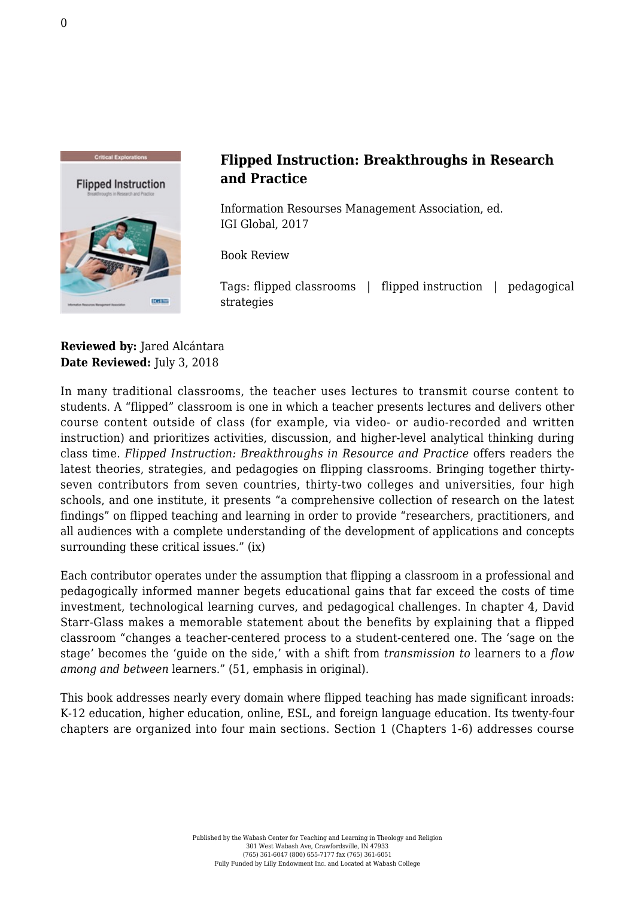## Flipped Instruction: Breakthroughs in Research and Practice

Information Resourses Management Association, ed.
IGI Global, 2017

Book Review

Tags: flipped classrooms | flipped instruction | pedagogical strategies

**Reviewed by:** Jared Alcántara
**Date Reviewed:** July 3, 2018

In many traditional classrooms, the teacher uses lectures to transmit course content to students. A "flipped" classroom is one in which a teacher presents lectures and delivers other course content outside of class (for example, via video- or audio-recorded and written instruction) and prioritizes activities, discussion, and higher-level analytical thinking during class time. *Flipped Instruction: Breakthroughs in Resource and Practice* offers readers the latest theories, strategies, and pedagogies on flipping classrooms. Bringing together thirty-seven contributors from seven countries, thirty-two colleges and universities, four high schools, and one institute, it presents "a comprehensive collection of research on the latest findings" on flipped teaching and learning in order to provide "researchers, practitioners, and all audiences with a complete understanding of the development of applications and concepts surrounding these critical issues." (ix)

Each contributor operates under the assumption that flipping a classroom in a professional and pedagogically informed manner begets educational gains that far exceed the costs of time investment, technological learning curves, and pedagogical challenges. In chapter 4, David Starr-Glass makes a memorable statement about the benefits by explaining that a flipped classroom "changes a teacher-centered process to a student-centered one. The 'sage on the stage' becomes the 'guide on the side,' with a shift from *transmission to* learners to a *flow among and between* learners." (51, emphasis in original).

This book addresses nearly every domain where flipped teaching has made significant inroads: K-12 education, higher education, online, ESL, and foreign language education. Its twenty-four chapters are organized into four main sections. Section 1 (Chapters 1-6) addresses course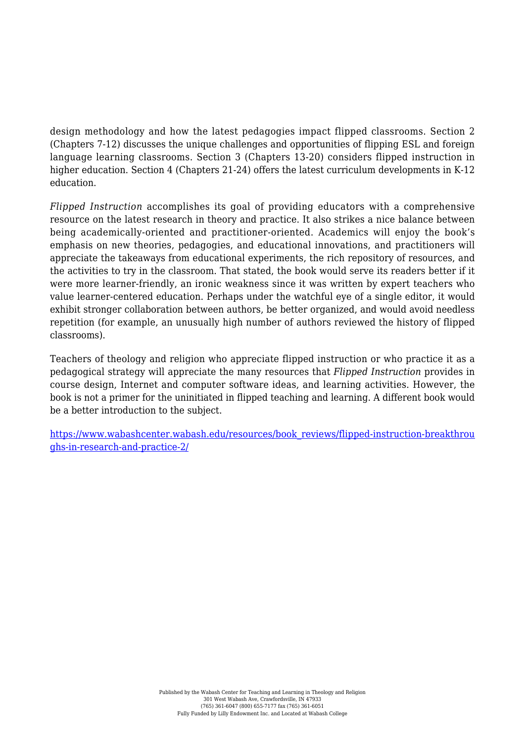design methodology and how the latest pedagogies impact flipped classrooms. Section 2 (Chapters 7-12) discusses the unique challenges and opportunities of flipping ESL and foreign language learning classrooms. Section 3 (Chapters 13-20) considers flipped instruction in higher education. Section 4 (Chapters 21-24) offers the latest curriculum developments in K-12 education.

*Flipped Instruction* accomplishes its goal of providing educators with a comprehensive resource on the latest research in theory and practice. It also strikes a nice balance between being academically-oriented and practitioner-oriented. Academics will enjoy the book's emphasis on new theories, pedagogies, and educational innovations, and practitioners will appreciate the takeaways from educational experiments, the rich repository of resources, and the activities to try in the classroom. That stated, the book would serve its readers better if it were more learner-friendly, an ironic weakness since it was written by expert teachers who value learner-centered education. Perhaps under the watchful eye of a single editor, it would exhibit stronger collaboration between authors, be better organized, and would avoid needless repetition (for example, an unusually high number of authors reviewed the history of flipped classrooms).

Teachers of theology and religion who appreciate flipped instruction or who practice it as a pedagogical strategy will appreciate the many resources that *Flipped Instruction* provides in course design, Internet and computer software ideas, and learning activities. However, the book is not a primer for the uninitiated in flipped teaching and learning. A different book would be a better introduction to the subject.

[https://www.wabashcenter.wabash.edu/resources/book_reviews/flipped-instruction-breakthroughs-in-research-and-practice-2/](https://www.wabashcenter.wabash.edu/resources/book_reviews/flipped-instruction-breakthroughs-in-research-and-practice-2/)